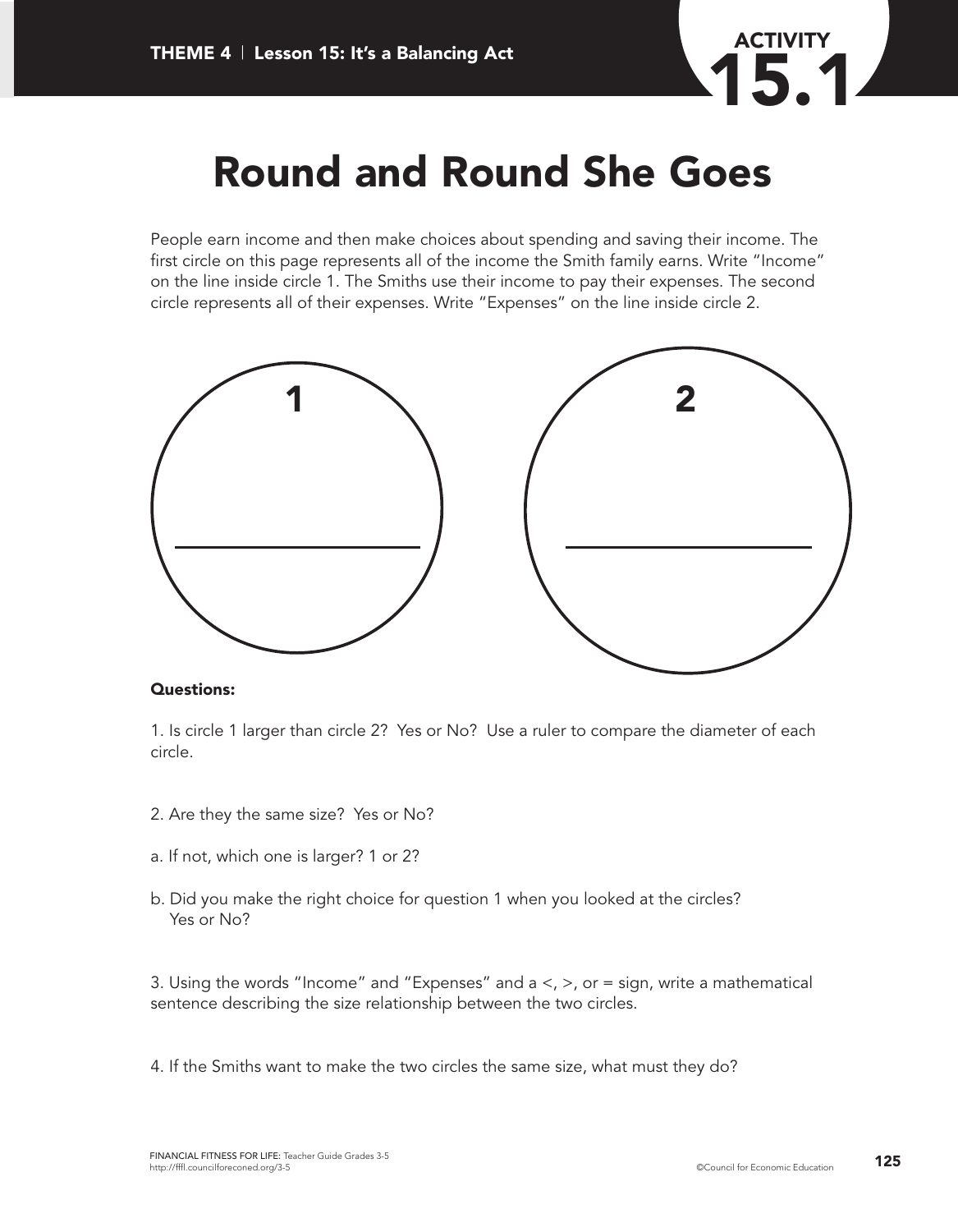# Round and Round She Goes

People earn income and then make choices about spending and saving their income. The first circle on this page represents all of the income the Smith family earns. Write "Income" on the line inside circle 1. The Smiths use their income to pay their expenses. The second circle represents all of their expenses. Write "Expenses" on the line inside circle 2.

1

2

**Questions:**

1. Is circle 1 larger than circle 2? Yes or No? Use a ruler to compare the diameter of each circle.

2. Are they the same size? Yes or No?

a. If not, which one is larger? 1 or 2?

b. Did you make the right choice for question 1 when you looked at the circles? Yes or No?

3. Using the words "Income" and "Expenses" and a <, >, or = sign, write a mathematical sentence describing the size relationship between the two circles.

4. If the Smiths want to make the two circles the same size, what must they do?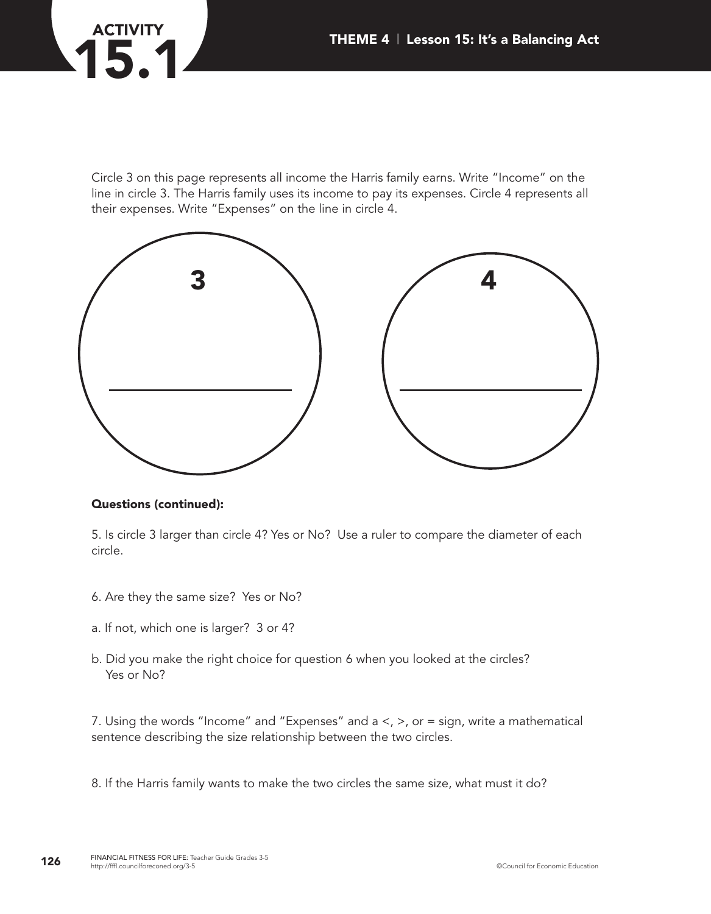# ACTIVITY 15.1

Circle 3 on this page represents all income the Harris family earns. Write "Income" on the line in circle 3. The Harris family uses its income to pay its expenses. Circle 4 represents all their expenses. Write "Expenses" on the line in circle 4.

3

4

**Questions (continued):**

5. Is circle 3 larger than circle 4? Yes or No? Use a ruler to compare the diameter of each circle.

6. Are they the same size? Yes or No?

a. If not, which one is larger? 3 or 4?

b. Did you make the right choice for question 6 when you looked at the circles? Yes or No?

7. Using the words "Income" and "Expenses" and a <, >, or = sign, write a mathematical sentence describing the size relationship between the two circles.

8. If the Harris family wants to make the two circles the same size, what must it do?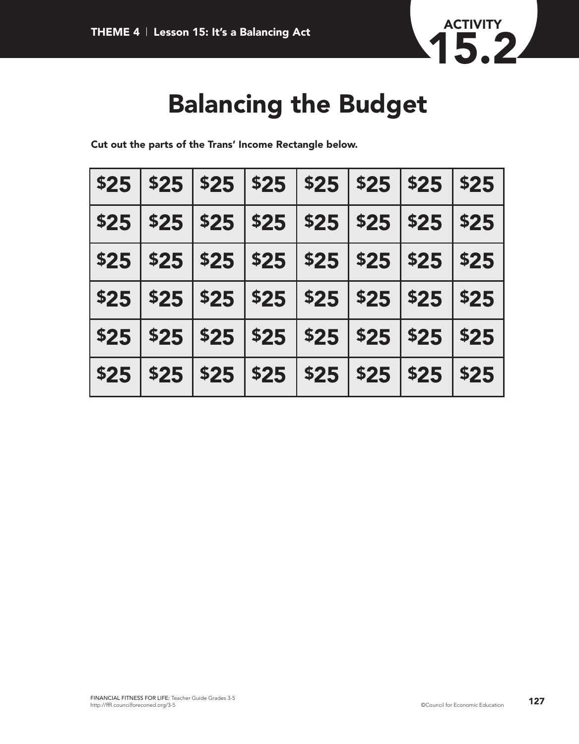# Balancing the Budget

**Cut out the parts of the Trans' Income Rectangle below.**

| | | | | | | | |
|---|---|---|---|---|---|---|---|
| $25 | $25 | $25 | $25 | $25 | $25 | $25 | $25 |
| $25 | $25 | $25 | $25 | $25 | $25 | $25 | $25 |
| $25 | $25 | $25 | $25 | $25 | $25 | $25 | $25 |
| $25 | $25 | $25 | $25 | $25 | $25 | $25 | $25 |
| $25 | $25 | $25 | $25 | $25 | $25 | $25 | $25 |
| $25 | $25 | $25 | $25 | $25 | $25 | $25 | $25 |